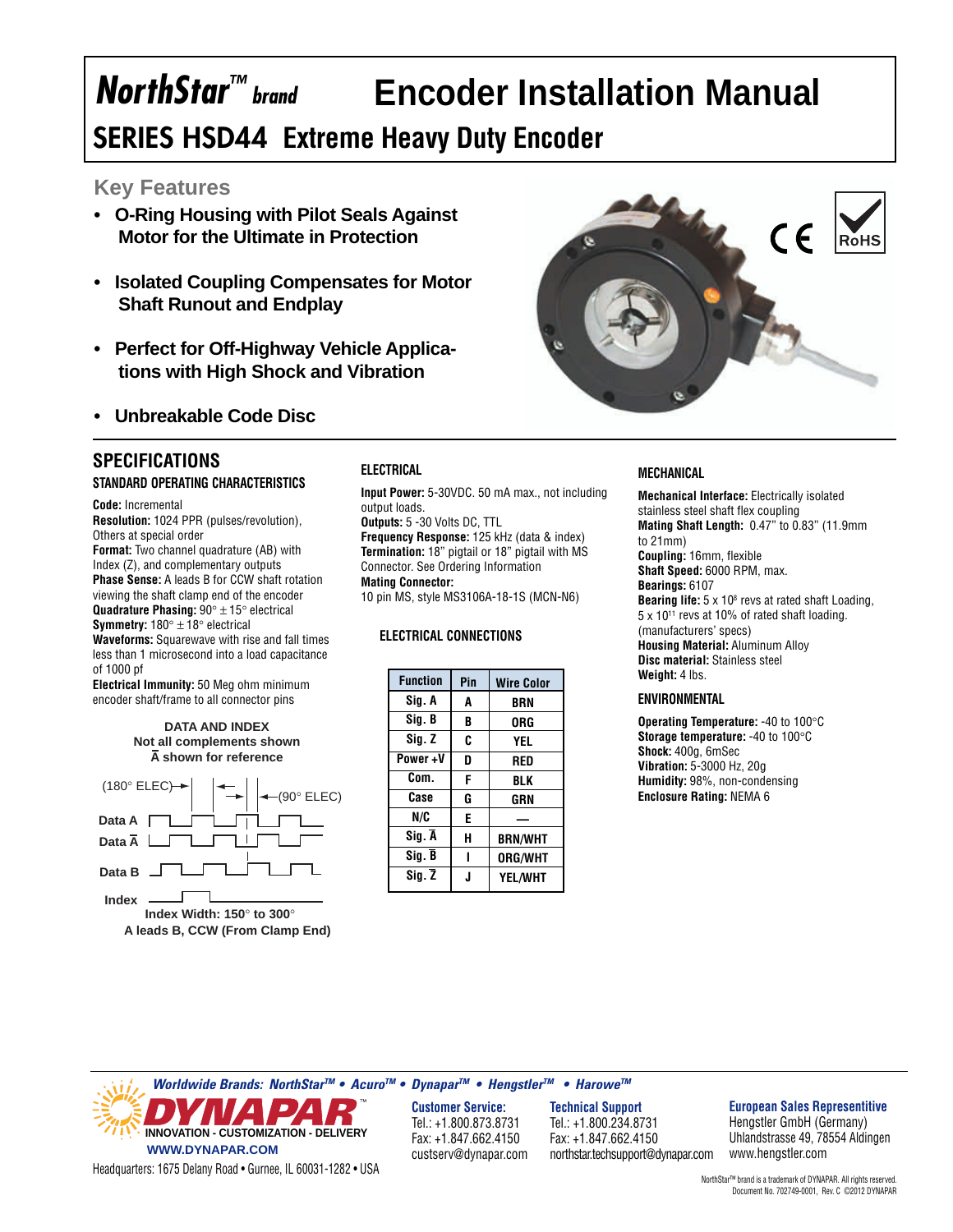# NorthStar™ brand Encoder Installation Manual

## SERIES HSD44 Extreme Heavy Duty Encoder

### Key Features

- **O-Ring Housing with Pilot Seals Against Motor for the Ultimate in Protection**
- **Isolated Coupling Compensates for Motor Shaft Runout and Endplay**
- **Perfect for Off-Highway Vehicle Applications with High Shock and Vibration**
- **Unbreakable Code Disc**

CE RoHS

## SPECIFICATIONS

### STANDARD OPERATING CHARACTERISTICS

**Code:** Incremental
**Resolution:** 1024 PPR (pulses/revolution), Others at special order
**Format:** Two channel quadrature (AB) with Index (Z), and complementary outputs
**Phase Sense:** A leads B for CCW shaft rotation viewing the shaft clamp end of the encoder
**Quadrature Phasing:** 90° ± 15° electrical
**Symmetry:** 180° ± 18° electrical
**Waveforms:** Squarewave with rise and fall times less than 1 microsecond into a load capacitance of 1000 pf
**Electrical Immunity:** 50 Meg ohm minimum encoder shaft/frame to all connector pins

**DATA AND INDEX**
**Not all complements shown**
**$\bar{A}$ shown for reference**

(180° ELEC) (90° ELEC)
Data A
Data $\bar{A}$
Data B
Index

**Index Width: 150° to 300°**
**A leads B, CCW (From Clamp End)**

### ELECTRICAL

**Input Power:** 5-30VDC. 50 mA max., not including output loads.
**Outputs:** 5 -30 Volts DC, TTL
**Frequency Response:** 125 kHz (data & index)
**Termination:** 18" pigtail or 18" pigtail with MS Connector. See Ordering Information
**Mating Connector:**
10 pin MS, style MS3106A-18-1S (MCN-N6)

### ELECTRICAL CONNECTIONS

| Function | Pin | Wire Color |
|---|---|---|
| Sig. A | A | BRN |
| Sig. B | B | ORG |
| Sig. Z | C | YEL |
| Power +V | D | RED |
| Com. | F | BLK |
| Case | G | GRN |
| N/C | E | — |
| Sig. $\bar{A}$ | H | BRN/WHT |
| Sig. $\bar{B}$ | I | ORG/WHT |
| Sig. $\bar{Z}$ | J | YEL/WHT |

### MECHANICAL

**Mechanical Interface:** Electrically isolated stainless steel shaft flex coupling
**Mating Shaft Length:** 0.47" to 0.83" (11.9mm to 21mm)
**Coupling:** 16mm, flexible
**Shaft Speed:** 6000 RPM, max.
**Bearings:** 6107
**Bearing life:** 5 x $10^8$ revs at rated shaft Loading, 5 x $10^{11}$ revs at 10% of rated shaft loading. (manufacturers' specs)
**Housing Material:** Aluminum Alloy
**Disc material:** Stainless steel
**Weight:** 4 lbs.

### ENVIRONMENTAL

**Operating Temperature:** -40 to 100°C
**Storage temperature:** -40 to 100°C
**Shock:** 400g, 6mSec
**Vibration:** 5-3000 Hz, 20g
**Humidity:** 98%, non-condensing
**Enclosure Rating:** NEMA 6

---

*Worldwide Brands: NorthStar™ • Acuro™ • Dynapar™ • Hengstler™ • Harowe™*

**DYNAPAR™** INNOVATION - CUSTOMIZATION - DELIVERY
WWW.DYNAPAR.COM
Headquarters: 1675 Delany Road • Gurnee, IL 60031-1282 • USA

**Customer Service:**
Tel.: +1.800.873.8731
Fax: +1.847.662.4150
custserv@dynapar.com

**Technical Support**
Tel.: +1.800.234.8731
Fax: +1.847.662.4150
northstar.techsupport@dynapar.com

**European Sales Representitive**
Hengstler GmbH (Germany)
Uhlandstrasse 49, 78554 Aldingen
www.hengstler.com

NorthStar™ brand is a trademark of DYNAPAR. All rights reserved.
Document No. 702749-0001, Rev. C ©2012 DYNAPAR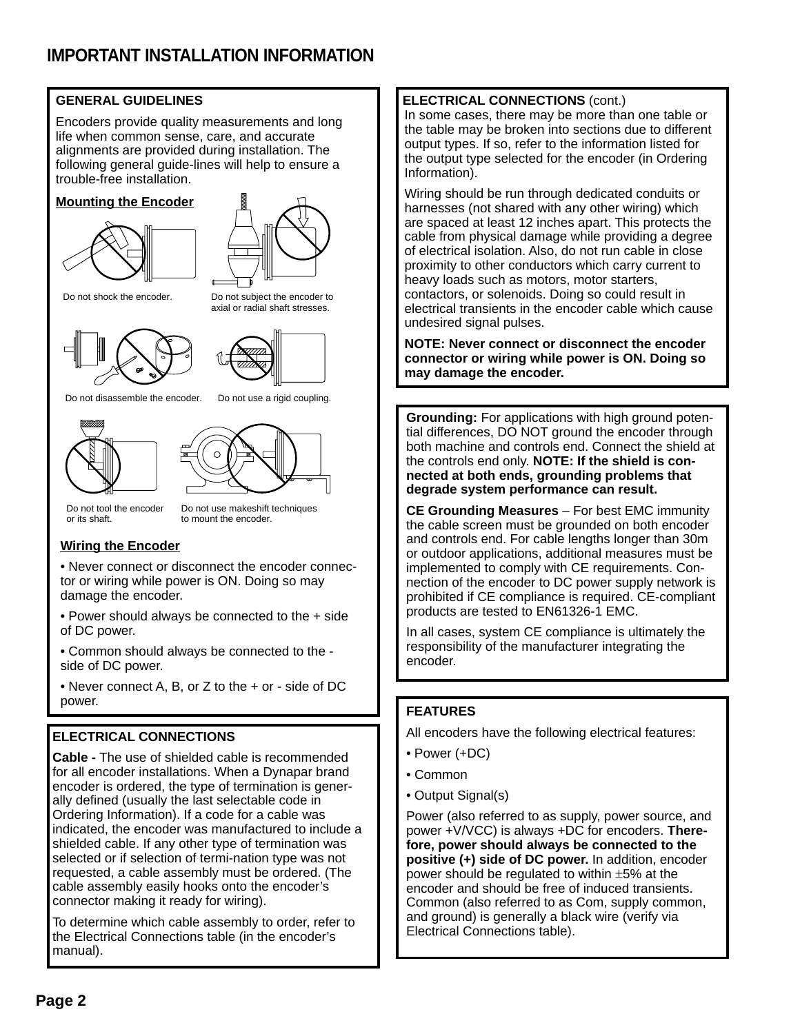# IMPORTANT INSTALLATION INFORMATION

## GENERAL GUIDELINES

Encoders provide quality measurements and long life when common sense, care, and accurate alignments are provided during installation. The following general guide-lines will help to ensure a trouble-free installation.

### Mounting the Encoder

Do not shock the encoder.

Do not subject the encoder to axial or radial shaft stresses.

Do not disassemble the encoder.

Do not use a rigid coupling.

Do not tool the encoder or its shaft.

Do not use makeshift techniques to mount the encoder.

### Wiring the Encoder

- Never connect or disconnect the encoder connector or wiring while power is ON. Doing so may damage the encoder.
- Power should always be connected to the + side of DC power.
- Common should always be connected to the - side of DC power.
- Never connect A, B, or Z to the + or - side of DC power.

## ELECTRICAL CONNECTIONS

**Cable -** The use of shielded cable is recommended for all encoder installations. When a Dynapar brand encoder is ordered, the type of termination is generally defined (usually the last selectable code in Ordering Information). If a code for a cable was indicated, the encoder was manufactured to include a shielded cable. If any other type of termination was selected or if selection of termi-nation type was not requested, a cable assembly must be ordered. (The cable assembly easily hooks onto the encoder's connector making it ready for wiring).

To determine which cable assembly to order, refer to the Electrical Connections table (in the encoder's manual).

## ELECTRICAL CONNECTIONS (cont.)

In some cases, there may be more than one table or the table may be broken into sections due to different output types. If so, refer to the information listed for the output type selected for the encoder (in Ordering Information).

Wiring should be run through dedicated conduits or harnesses (not shared with any other wiring) which are spaced at least 12 inches apart. This protects the cable from physical damage while providing a degree of electrical isolation. Also, do not run cable in close proximity to other conductors which carry current to heavy loads such as motors, motor starters, contactors, or solenoids. Doing so could result in electrical transients in the encoder cable which cause undesired signal pulses.

**NOTE: Never connect or disconnect the encoder connector or wiring while power is ON. Doing so may damage the encoder.**

**Grounding:** For applications with high ground potential differences, DO NOT ground the encoder through both machine and controls end. Connect the shield at the controls end only. **NOTE: If the shield is connected at both ends, grounding problems that degrade system performance can result.**

**CE Grounding Measures** – For best EMC immunity the cable screen must be grounded on both encoder and controls end. For cable lengths longer than 30m or outdoor applications, additional measures must be implemented to comply with CE requirements. Connection of the encoder to DC power supply network is prohibited if CE compliance is required. CE-compliant products are tested to EN61326-1 EMC.

In all cases, system CE compliance is ultimately the responsibility of the manufacturer integrating the encoder.

## FEATURES

All encoders have the following electrical features:

- Power (+DC)
- Common
- Output Signal(s)

Power (also referred to as supply, power source, and power +V/VCC) is always +DC for encoders. **Therefore, power should always be connected to the positive (+) side of DC power.** In addition, encoder power should be regulated to within ±5% at the encoder and should be free of induced transients. Common (also referred to as Com, supply common, and ground) is generally a black wire (verify via Electrical Connections table).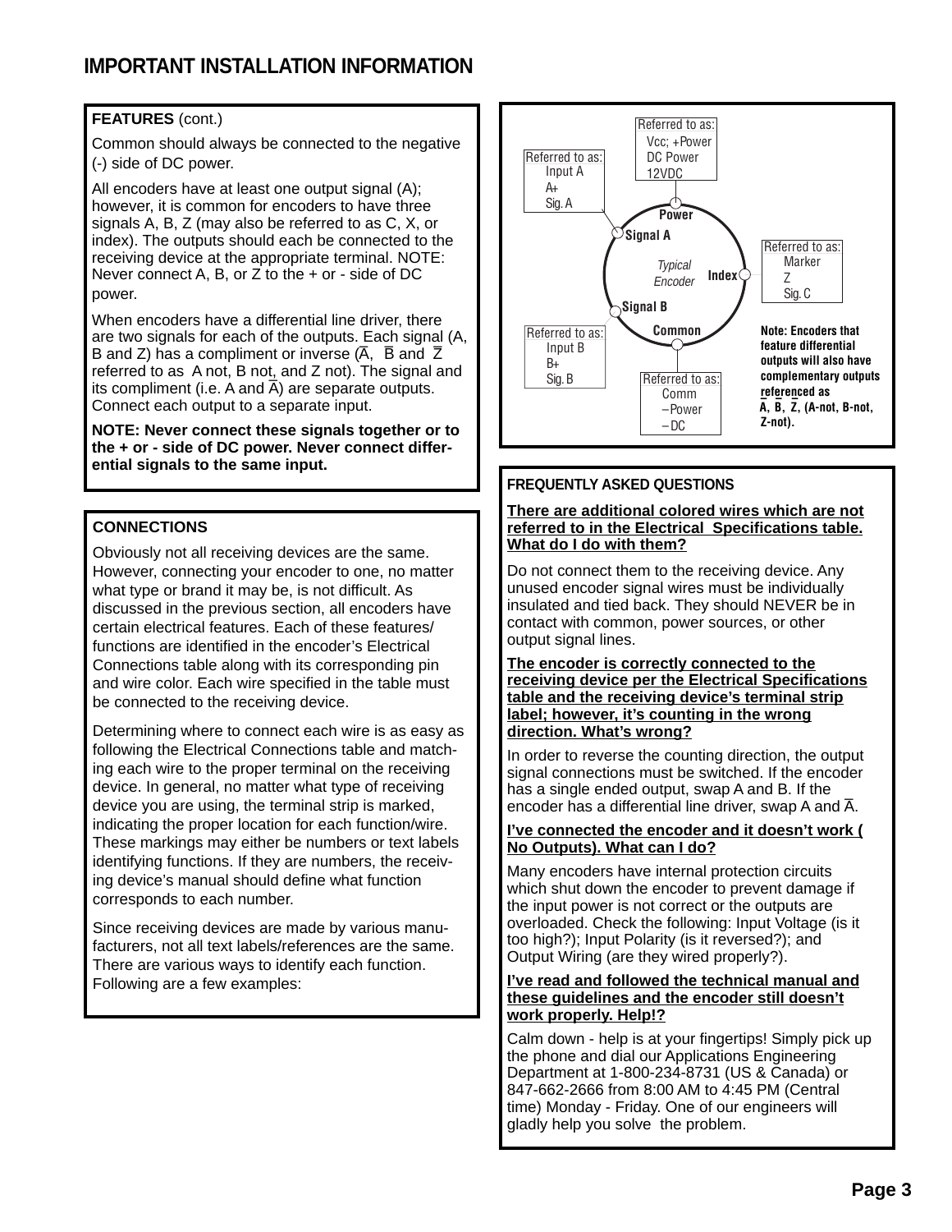# IMPORTANT INSTALLATION INFORMATION

**FEATURES** (cont.)

Common should always be connected to the negative (-) side of DC power.

All encoders have at least one output signal (A); however, it is common for encoders to have three signals A, B, Z (may also be referred to as C, X, or index). The outputs should each be connected to the receiving device at the appropriate terminal. NOTE: Never connect A, B, or Z to the + or - side of DC power.

When encoders have a differential line driver, there are two signals for each of the outputs. Each signal (A, B and Z) has a compliment or inverse ($\overline{A}$, $\overline{B}$ and $\overline{Z}$ referred to as A not, B not, and Z not). The signal and its compliment (i.e. A and $\overline{A}$) are separate outputs. Connect each output to a separate input.

**NOTE: Never connect these signals together or to the + or - side of DC power. Never connect differential signals to the same input.**

Typical Encoder:

- **Power** — Referred to as: Vcc; +Power, DC Power, 12VDC
- **Signal A** — Referred to as: Input A, A+, Sig. A
- **Index** — Referred to as: Marker, Z, Sig. C
- **Signal B** — Referred to as: Input B, B+, Sig. B
- **Common** — Referred to as: Comm, –Power, –DC

**Note: Encoders that feature differential outputs will also have complementary outputs referenced as $\overline{A}$, $\overline{B}$, $\overline{Z}$, (A-not, B-not, Z-not).**

## CONNECTIONS

Obviously not all receiving devices are the same. However, connecting your encoder to one, no matter what type or brand it may be, is not difficult. As discussed in the previous section, all encoders have certain electrical features. Each of these features/ functions are identified in the encoder's Electrical Connections table along with its corresponding pin and wire color. Each wire specified in the table must be connected to the receiving device.

Determining where to connect each wire is as easy as following the Electrical Connections table and matching each wire to the proper terminal on the receiving device. In general, no matter what type of receiving device you are using, the terminal strip is marked, indicating the proper location for each function/wire. These markings may either be numbers or text labels identifying functions. If they are numbers, the receiving device's manual should define what function corresponds to each number.

Since receiving devices are made by various manufacturers, not all text labels/references are the same. There are various ways to identify each function. Following are a few examples:

## FREQUENTLY ASKED QUESTIONS

**There are additional colored wires which are not referred to in the Electrical Specifications table. What do I do with them?**

Do not connect them to the receiving device. Any unused encoder signal wires must be individually insulated and tied back. They should NEVER be in contact with common, power sources, or other output signal lines.

**The encoder is correctly connected to the receiving device per the Electrical Specifications table and the receiving device's terminal strip label; however, it's counting in the wrong direction. What's wrong?**

In order to reverse the counting direction, the output signal connections must be switched. If the encoder has a single ended output, swap A and B. If the encoder has a differential line driver, swap A and $\overline{A}$.

**I've connected the encoder and it doesn't work ( No Outputs). What can I do?**

Many encoders have internal protection circuits which shut down the encoder to prevent damage if the input power is not correct or the outputs are overloaded. Check the following: Input Voltage (is it too high?); Input Polarity (is it reversed?); and Output Wiring (are they wired properly?).

**I've read and followed the technical manual and these guidelines and the encoder still doesn't work properly. Help!?**

Calm down - help is at your fingertips! Simply pick up the phone and dial our Applications Engineering Department at 1-800-234-8731 (US & Canada) or 847-662-2666 from 8:00 AM to 4:45 PM (Central time) Monday - Friday. One of our engineers will gladly help you solve the problem.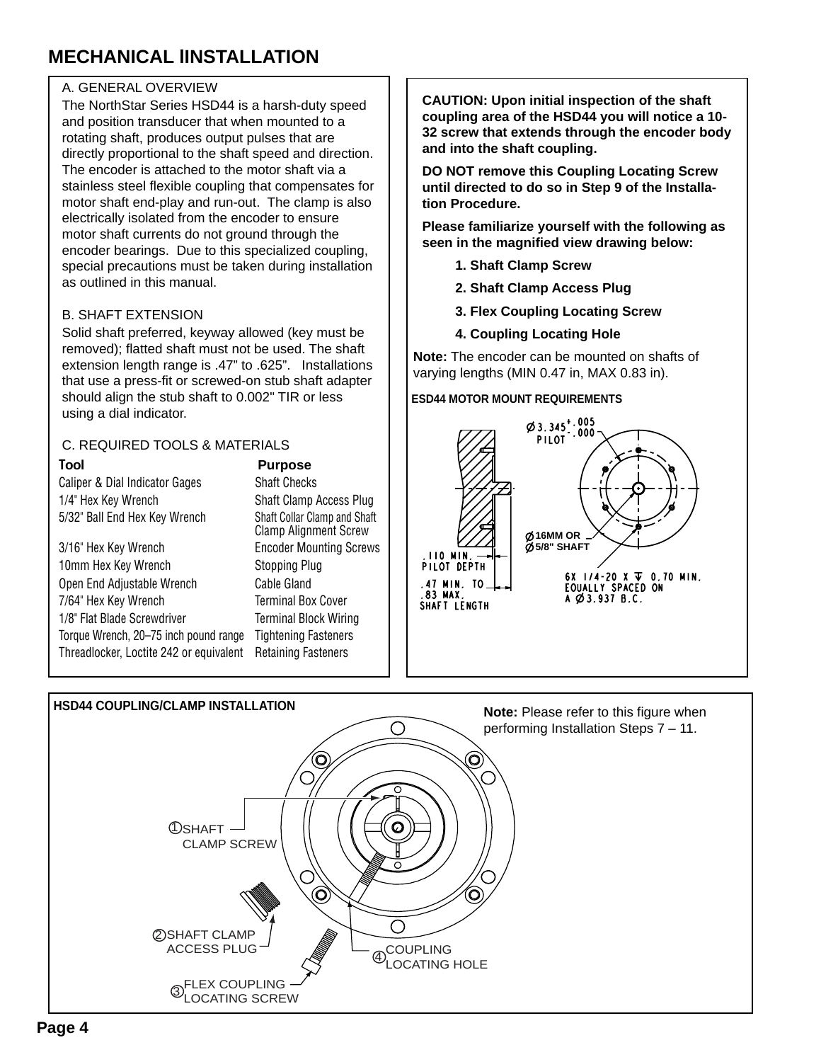# MECHANICAL IINSTALLATION

## A. GENERAL OVERVIEW

The NorthStar Series HSD44 is a harsh-duty speed and position transducer that when mounted to a rotating shaft, produces output pulses that are directly proportional to the shaft speed and direction. The encoder is attached to the motor shaft via a stainless steel flexible coupling that compensates for motor shaft end-play and run-out. The clamp is also electrically isolated from the encoder to ensure motor shaft currents do not ground through the encoder bearings. Due to this specialized coupling, special precautions must be taken during installation as outlined in this manual.

## B. SHAFT EXTENSION

Solid shaft preferred, keyway allowed (key must be removed); flatted shaft must not be used. The shaft extension length range is .47" to .625". Installations that use a press-fit or screwed-on stub shaft adapter should align the stub shaft to 0.002" TIR or less using a dial indicator.

## C. REQUIRED TOOLS & MATERIALS

| Tool | Purpose |
|---|---|
| Caliper & Dial Indicator Gages | Shaft Checks |
| 1/4" Hex Key Wrench | Shaft Clamp Access Plug |
| 5/32" Ball End Hex Key Wrench | Shaft Collar Clamp and Shaft Clamp Alignment Screw |
| 3/16" Hex Key Wrench | Encoder Mounting Screws |
| 10mm Hex Key Wrench | Stopping Plug |
| Open End Adjustable Wrench | Cable Gland |
| 7/64" Hex Key Wrench | Terminal Box Cover |
| 1/8" Flat Blade Screwdriver | Terminal Block Wiring |
| Torque Wrench, 20–75 inch pound range | Tightening Fasteners |
| Threadlocker, Loctite 242 or equivalent | Retaining Fasteners |

**CAUTION: Upon initial inspection of the shaft coupling area of the HSD44 you will notice a 10-32 screw that extends through the encoder body and into the shaft coupling.**

**DO NOT remove this Coupling Locating Screw until directed to do so in Step 9 of the Installation Procedure.**

**Please familiarize yourself with the following as seen in the magnified view drawing below:**

1. **Shaft Clamp Screw**
2. **Shaft Clamp Access Plug**
3. **Flex Coupling Locating Screw**
4. **Coupling Locating Hole**

**Note:** The encoder can be mounted on shafts of varying lengths (MIN 0.47 in, MAX 0.83 in).

**ESD44 MOTOR MOUNT REQUIREMENTS**

Ø3.345 +.005 / -.000 PILOT

Ø16MM OR Ø5/8" SHAFT

.110 MIN. PILOT DEPTH

.47 MIN. TO .83 MAX. SHAFT LENGTH

6X 1/4-20 X ↧ 0.70 MIN. EQUALLY SPACED ON A Ø3.937 B.C.

**HSD44 COUPLING/CLAMP INSTALLATION**

**Note:** Please refer to this figure when performing Installation Steps 7 – 11.

① SHAFT CLAMP SCREW

② SHAFT CLAMP ACCESS PLUG

③ FLEX COUPLING LOCATING SCREW

④ COUPLING LOCATING HOLE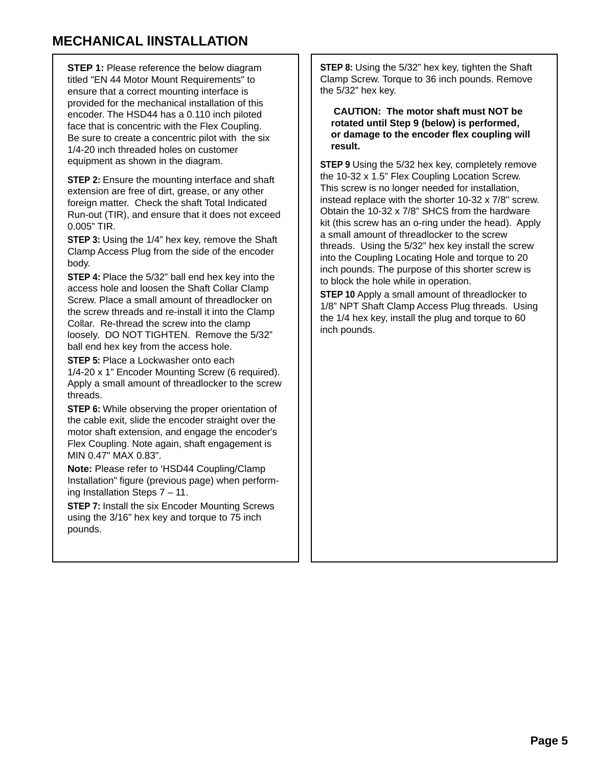# MECHANICAL IINSTALLATION

**STEP 1:** Please reference the below diagram titled "EN 44 Motor Mount Requirements" to ensure that a correct mounting interface is provided for the mechanical installation of this encoder. The HSD44 has a 0.110 inch piloted face that is concentric with the Flex Coupling. Be sure to create a concentric pilot with the six 1/4-20 inch threaded holes on customer equipment as shown in the diagram.

**STEP 2:** Ensure the mounting interface and shaft extension are free of dirt, grease, or any other foreign matter. Check the shaft Total Indicated Run-out (TIR), and ensure that it does not exceed 0.005” TIR.

**STEP 3:** Using the 1/4” hex key, remove the Shaft Clamp Access Plug from the side of the encoder body.

**STEP 4:** Place the 5/32” ball end hex key into the access hole and loosen the Shaft Collar Clamp Screw. Place a small amount of threadlocker on the screw threads and re-install it into the Clamp Collar. Re-thread the screw into the clamp loosely. DO NOT TIGHTEN. Remove the 5/32” ball end hex key from the access hole.

**STEP 5:** Place a Lockwasher onto each 1/4-20 x 1” Encoder Mounting Screw (6 required). Apply a small amount of threadlocker to the screw threads.

**STEP 6:** While observing the proper orientation of the cable exit, slide the encoder straight over the motor shaft extension, and engage the encoder's Flex Coupling. Note again, shaft engagement is MIN 0.47" MAX 0.83".

**Note:** Please refer to ‘HSD44 Coupling/Clamp Installation” figure (previous page) when performing Installation Steps 7 – 11.

**STEP 7:** Install the six Encoder Mounting Screws using the 3/16” hex key and torque to 75 inch pounds.

**STEP 8:** Using the 5/32” hex key, tighten the Shaft Clamp Screw. Torque to 36 inch pounds. Remove the 5/32” hex key.

**CAUTION: The motor shaft must NOT be rotated until Step 9 (below) is performed, or damage to the encoder flex coupling will result.**

**STEP 9** Using the 5/32 hex key, completely remove the 10-32 x 1.5” Flex Coupling Location Screw. This screw is no longer needed for installation, instead replace with the shorter 10-32 x 7/8" screw. Obtain the 10-32 x 7/8” SHCS from the hardware kit (this screw has an o-ring under the head). Apply a small amount of threadlocker to the screw threads. Using the 5/32” hex key install the screw into the Coupling Locating Hole and torque to 20 inch pounds. The purpose of this shorter screw is to block the hole while in operation.

**STEP 10** Apply a small amount of threadlocker to 1/8” NPT Shaft Clamp Access Plug threads. Using the 1/4 hex key, install the plug and torque to 60 inch pounds.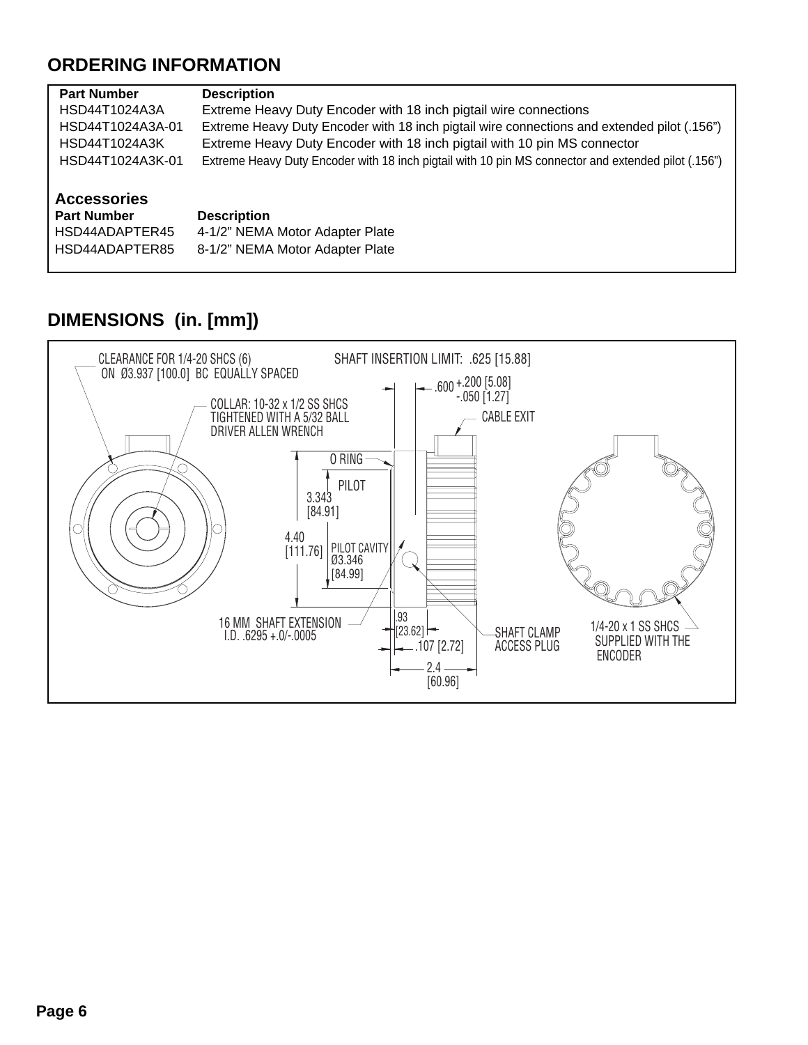## ORDERING INFORMATION

| Part Number | Description |
|---|---|
| HSD44T1024A3A | Extreme Heavy Duty Encoder with 18 inch pigtail wire connections |
| HSD44T1024A3A-01 | Extreme Heavy Duty Encoder with 18 inch pigtail wire connections and extended pilot (.156”) |
| HSD44T1024A3K | Extreme Heavy Duty Encoder with 18 inch pigtail with 10 pin MS connector |
| HSD44T1024A3K-01 | Extreme Heavy Duty Encoder with 18 inch pigtail with 10 pin MS connector and extended pilot (.156”) |

### Accessories

| Part Number | Description |
|---|---|
| HSD44ADAPTER45 | 4-1/2” NEMA Motor Adapter Plate |
| HSD44ADAPTER85 | 8-1/2” NEMA Motor Adapter Plate |

## DIMENSIONS (in. [mm])

CLEARANCE FOR 1/4-20 SHCS (6) ON Ø3.937 [100.0] BC EQUALLY SPACED

SHAFT INSERTION LIMIT: .625 [15.88]

.600 +.200 [5.08] -.050 [1.27]

COLLAR: 10-32 x 1/2 SS SHCS TIGHTENED WITH A 5/32 BALL DRIVER ALLEN WRENCH

CABLE EXIT

O RING

PILOT 3.343 [84.91]

4.40 [111.76]

PILOT CAVITY Ø3.346 [84.99]

16 MM SHAFT EXTENSION I.D. .6295 +.0/-.0005

.93 [23.62]

.107 [2.72]

2.4 [60.96]

SHAFT CLAMP ACCESS PLUG

1/4-20 x 1 SS SHCS SUPPLIED WITH THE ENCODER